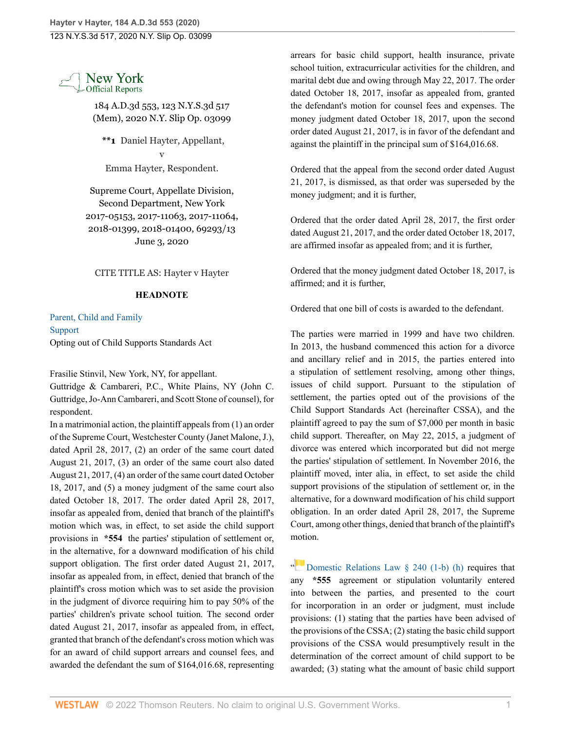New York Official Reports

184 A.D.3d 553, 123 N.Y.S.3d 517 (Mem), 2020 N.Y. Slip Op. 03099

**1 Daniel Hayter, Appellant,

v

Emma Hayter, Respondent.

Supreme Court, Appellate Division, Second Department, New York
2017-05153, 2017-11063, 2017-11064, 2018-01399, 2018-01400, 69293/13
June 3, 2020

CITE TITLE AS: Hayter v Hayter

**HEADNOTE**

Parent, Child and Family
Support
Opting out of Child Supports Standards Act

Frasilie Stinvil, New York, NY, for appellant.
Guttridge & Cambareri, P.C., White Plains, NY (John C. Guttridge, Jo-Ann Cambareri, and Scott Stone of counsel), for respondent.

In a matrimonial action, the plaintiff appeals from (1) an order of the Supreme Court, Westchester County (Janet Malone, J.), dated April 28, 2017, (2) an order of the same court dated August 21, 2017, (3) an order of the same court also dated August 21, 2017, (4) an order of the same court dated October 18, 2017, and (5) a money judgment of the same court also dated October 18, 2017. The order dated April 28, 2017, insofar as appealed from, denied that branch of the plaintiff's motion which was, in effect, to set aside the child support provisions in *554 the parties' stipulation of settlement or, in the alternative, for a downward modification of his child support obligation. The first order dated August 21, 2017, insofar as appealed from, in effect, denied that branch of the plaintiff's cross motion which was to set aside the provision in the judgment of divorce requiring him to pay 50% of the parties' children's private school tuition. The second order dated August 21, 2017, insofar as appealed from, in effect, granted that branch of the defendant's cross motion which was for an award of child support arrears and counsel fees, and awarded the defendant the sum of $164,016.68, representing arrears for basic child support, health insurance, private school tuition, extracurricular activities for the children, and marital debt due and owing through May 22, 2017. The order dated October 18, 2017, insofar as appealed from, granted the defendant's motion for counsel fees and expenses. The money judgment dated October 18, 2017, upon the second order dated August 21, 2017, is in favor of the defendant and against the plaintiff in the principal sum of $164,016.68.

Ordered that the appeal from the second order dated August 21, 2017, is dismissed, as that order was superseded by the money judgment; and it is further,

Ordered that the order dated April 28, 2017, the first order dated August 21, 2017, and the order dated October 18, 2017, are affirmed insofar as appealed from; and it is further,

Ordered that the money judgment dated October 18, 2017, is affirmed; and it is further,

Ordered that one bill of costs is awarded to the defendant.

The parties were married in 1999 and have two children. In 2013, the husband commenced this action for a divorce and ancillary relief and in 2015, the parties entered into a stipulation of settlement resolving, among other things, issues of child support. Pursuant to the stipulation of settlement, the parties opted out of the provisions of the Child Support Standards Act (hereinafter CSSA), and the plaintiff agreed to pay the sum of $7,000 per month in basic child support. Thereafter, on May 22, 2015, a judgment of divorce was entered which incorporated but did not merge the parties' stipulation of settlement. In November 2016, the plaintiff moved, inter alia, in effect, to set aside the child support provisions of the stipulation of settlement or, in the alternative, for a downward modification of his child support obligation. In an order dated April 28, 2017, the Supreme Court, among other things, denied that branch of the plaintiff's motion.

"Domestic Relations Law § 240 (1-b) (h) requires that any *555 agreement or stipulation voluntarily entered into between the parties, and presented to the court for incorporation in an order or judgment, must include provisions: (1) stating that the parties have been advised of the provisions of the CSSA; (2) stating the basic child support provisions of the CSSA would presumptively result in the determination of the correct amount of child support to be awarded; (3) stating what the amount of basic child support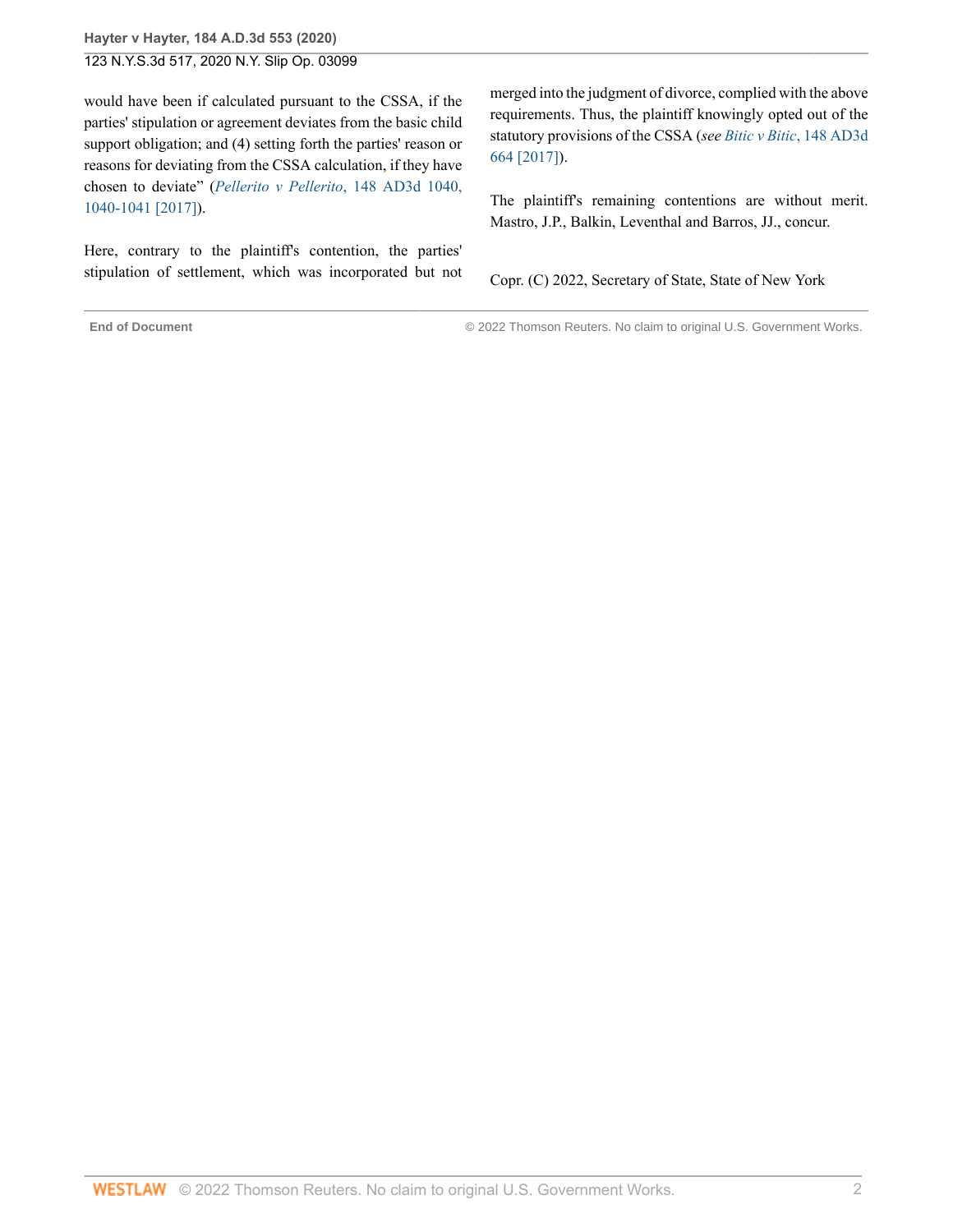would have been if calculated pursuant to the CSSA, if the parties' stipulation or agreement deviates from the basic child support obligation; and (4) setting forth the parties' reason or reasons for deviating from the CSSA calculation, if they have chosen to deviate" (*Pellerito v Pellerito*, 148 AD3d 1040, 1040-1041 [2017]).

Here, contrary to the plaintiff's contention, the parties' stipulation of settlement, which was incorporated but not merged into the judgment of divorce, complied with the above requirements. Thus, the plaintiff knowingly opted out of the statutory provisions of the CSSA (*see Bitic v Bitic*, 148 AD3d 664 [2017]).

The plaintiff's remaining contentions are without merit. Mastro, J.P., Balkin, Leventhal and Barros, JJ., concur.

Copr. (C) 2022, Secretary of State, State of New York

**End of Document** © 2022 Thomson Reuters. No claim to original U.S. Government Works.